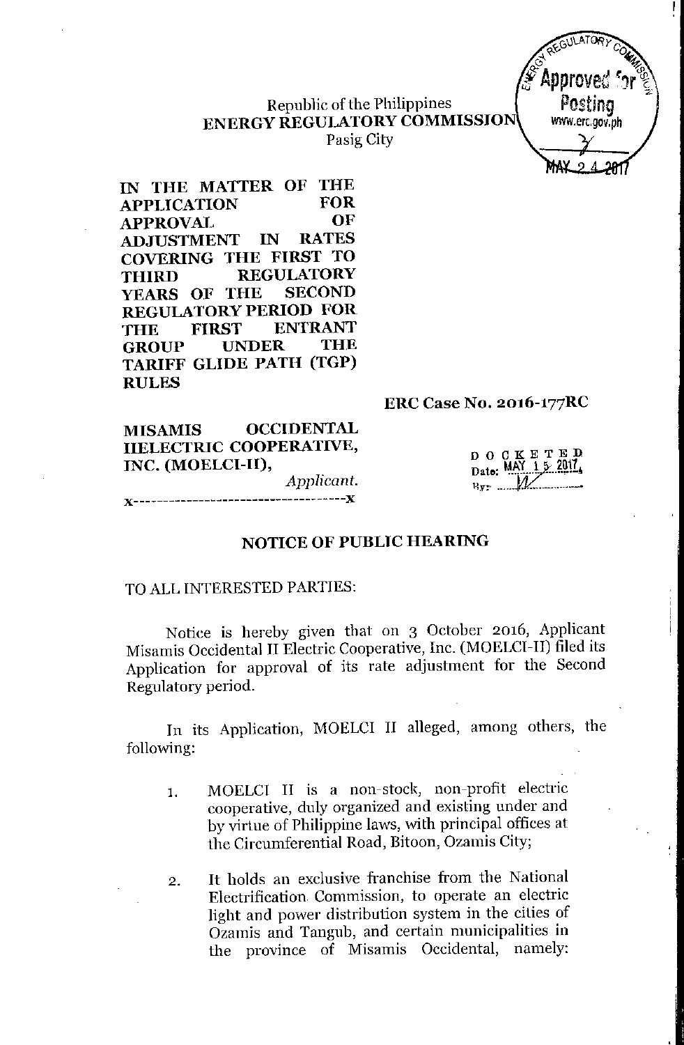Republic of the Philippines
**ENERGY REGULATORY COMMISSION**
Pasig City

**IN THE MATTER OF THE APPLICATION FOR APPROVAL OF ADJUSTMENT IN RATES COVERING THE FIRST TO THIRD REGULATORY YEARS OF THE SECOND REGULATORY PERIOD FOR THE FIRST ENTRANT GROUP UNDER THE TARIFF GLIDE PATH (TGP) RULES**

**ERC Case No. 2016-177RC**

**MISAMIS OCCIDENTAL IIELECTRIC COOPERATIVE, INC. (MOELCI-II),**
*Applicant.*
x-------------------------------------x

DOCKETED
Date: MAY 15 2017

## NOTICE OF PUBLIC HEARING

TO ALL INTERESTED PARTIES:

Notice is hereby given that on 3 October 2016, Applicant Misamis Occidental II Electric Cooperative, Inc. (MOELCI-II) filed its Application for approval of its rate adjustment for the Second Regulatory period.

In its Application, MOELCI II alleged, among others, the following:

1. MOELCI II is a non-stock, non-profit electric cooperative, duly organized and existing under and by virtue of Philippine laws, with principal offices at the Circumferential Road, Bitoon, Ozamis City;

2. It holds an exclusive franchise from the National Electrification Commission, to operate an electric light and power distribution system in the cities of Ozamis and Tangub, and certain municipalities in the province of Misamis Occidental, namely: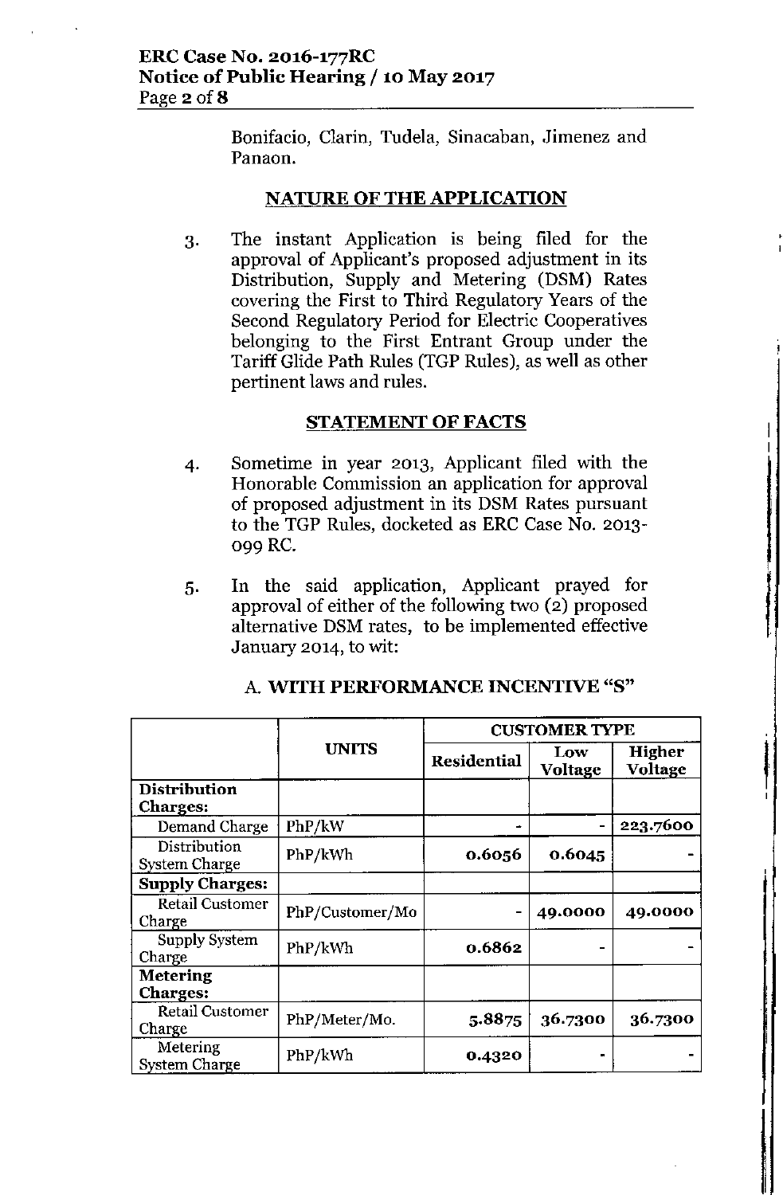Bonifacio, Clarin, Tudela, Sinacaban, Jimenez and Panaon.

## NATURE OF THE APPLICATION

3. The instant Application is being filed for the approval of Applicant's proposed adjustment in its Distribution, Supply and Metering (DSM) Rates covering the First to Third Regulatory Years of the Second Regulatory Period for Electric Cooperatives belonging to the First Entrant Group under the Tariff Glide Path Rules (TGP Rules), as well as other pertinent laws and rules.

## STATEMENT OF FACTS

4. Sometime in year 2013, Applicant filed with the Honorable Commission an application for approval of proposed adjustment in its DSM Rates pursuant to the TGP Rules, docketed as ERC Case No. 2013-099 RC.

5. In the said application, Applicant prayed for approval of either of the following two (2) proposed alternative DSM rates, to be implemented effective January 2014, to wit:

### A. WITH PERFORMANCE INCENTIVE "S"

| | UNITS | CUSTOMER TYPE | | |
|---|---|---|---|---|
| | | Residential | Low Voltage | Higher Voltage |
| **Distribution Charges:** | | | | |
| Demand Charge | PhP/kW | - | - | **223.7600** |
| Distribution System Charge | PhP/kWh | **0.6056** | **0.6045** | - |
| **Supply Charges:** | | | | |
| Retail Customer Charge | PhP/Customer/Mo | - | **49.0000** | **49.0000** |
| Supply System Charge | PhP/kWh | **0.6862** | - | - |
| **Metering Charges:** | | | | |
| Retail Customer Charge | PhP/Meter/Mo. | **5.8875** | **36.7300** | **36.7300** |
| Metering System Charge | PhP/kWh | **0.4320** | - | - |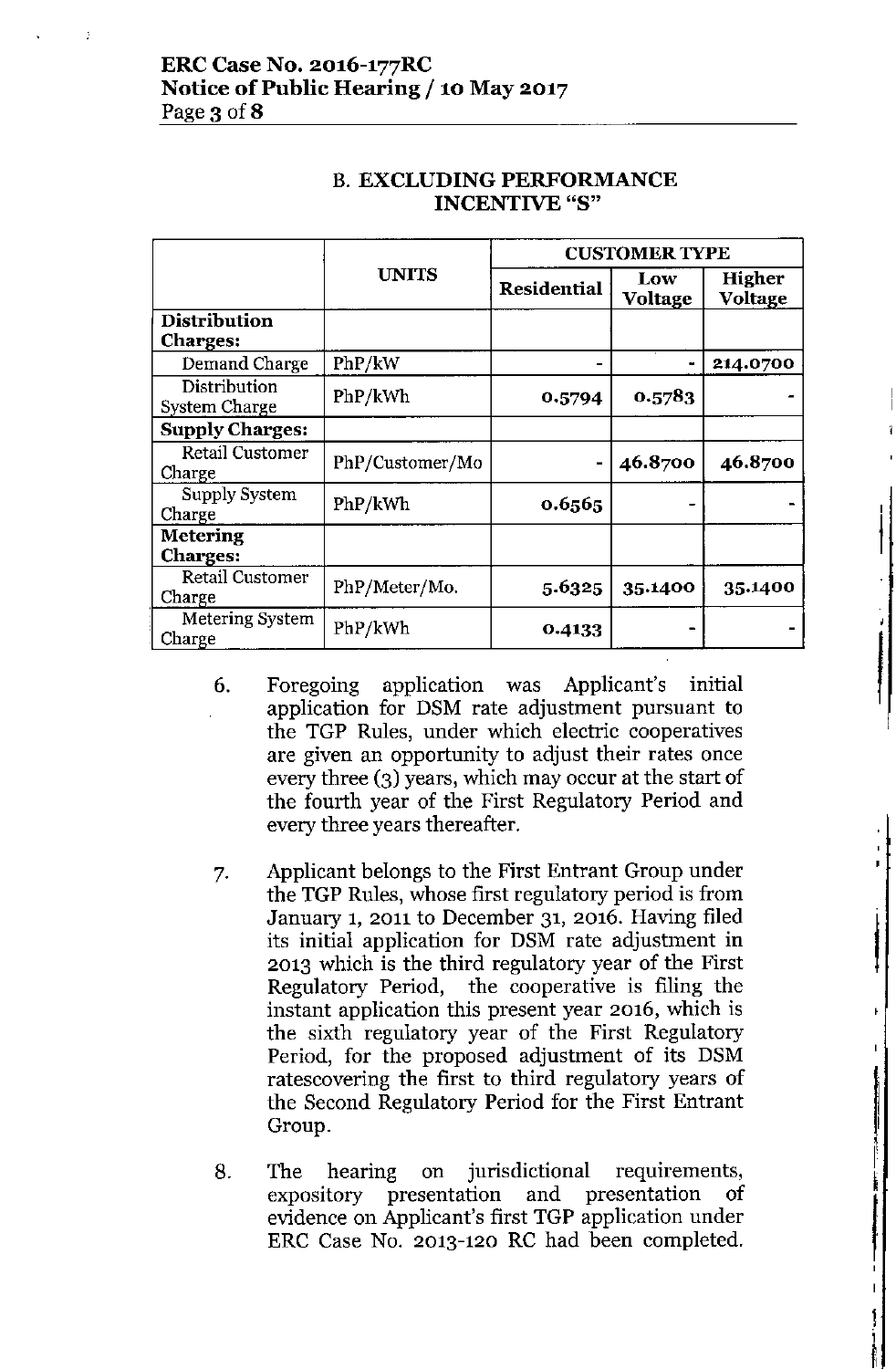### B. EXCLUDING PERFORMANCE INCENTIVE "S"

| | UNITS | CUSTOMER TYPE | | |
|---|---|---|---|---|
| | | Residential | Low Voltage | Higher Voltage |
| **Distribution Charges:** | | | | |
| Demand Charge | PhP/kW | - | - | 214.0700 |
| Distribution System Charge | PhP/kWh | 0.5794 | 0.5783 | - |
| **Supply Charges:** | | | | |
| Retail Customer Charge | PhP/Customer/Mo | - | 46.8700 | 46.8700 |
| Supply System Charge | PhP/kWh | 0.6565 | - | - |
| **Metering Charges:** | | | | |
| Retail Customer Charge | PhP/Meter/Mo. | 5.6325 | 35.1400 | 35.1400 |
| Metering System Charge | PhP/kWh | 0.4133 | - | - |

6. Foregoing application was Applicant's initial application for DSM rate adjustment pursuant to the TGP Rules, under which electric cooperatives are given an opportunity to adjust their rates once every three (3) years, which may occur at the start of the fourth year of the First Regulatory Period and every three years thereafter.

7. Applicant belongs to the First Entrant Group under the TGP Rules, whose first regulatory period is from January 1, 2011 to December 31, 2016. Having filed its initial application for DSM rate adjustment in 2013 which is the third regulatory year of the First Regulatory Period, the cooperative is filing the instant application this present year 2016, which is the sixth regulatory year of the First Regulatory Period, for the proposed adjustment of its DSM ratescovering the first to third regulatory years of the Second Regulatory Period for the First Entrant Group.

8. The hearing on jurisdictional requirements, expository presentation and presentation of evidence on Applicant's first TGP application under ERC Case No. 2013-120 RC had been completed.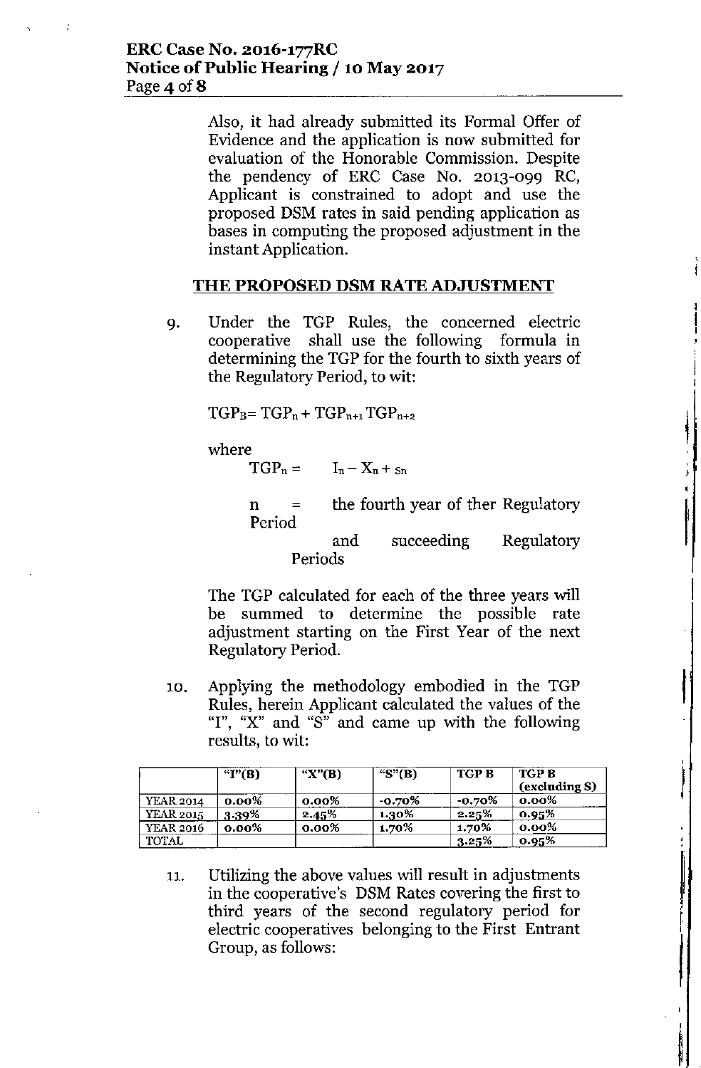Also, it had already submitted its Formal Offer of Evidence and the application is now submitted for evaluation of the Honorable Commission. Despite the pendency of ERC Case No. 2013-099 RC, Applicant is constrained to adopt and use the proposed DSM rates in said pending application as bases in computing the proposed adjustment in the instant Application.

## THE PROPOSED DSM RATE ADJUSTMENT

9. Under the TGP Rules, the concerned electric cooperative shall use the following formula in determining the TGP for the fourth to sixth years of the Regulatory Period, to wit:

   $TGP_B = TGP_n + TGP_{n+1}\ TGP_{n+2}$

   where

   $TGP_n = \quad I_n - X_n + s_n$

   n = the fourth year of ther Regulatory Period and succeeding Regulatory Periods

   The TGP calculated for each of the three years will be summed to determine the possible rate adjustment starting on the First Year of the next Regulatory Period.

10. Applying the methodology embodied in the TGP Rules, herein Applicant calculated the values of the "I", "X" and "S" and came up with the following results, to wit:

| | "I"(B) | "X"(B) | "S"(B) | TGP B | TGP B (excluding S) |
|---|---|---|---|---|---|
| YEAR 2014 | 0.00% | 0.00% | -0.70% | -0.70% | 0.00% |
| YEAR 2015 | 3.39% | 2.45% | 1.30% | 2.25% | 0.95% |
| YEAR 2016 | 0.00% | 0.00% | 1.70% | 1.70% | 0.00% |
| TOTAL | | | | 3.25% | 0.95% |

11. Utilizing the above values will result in adjustments in the cooperative's DSM Rates covering the first to third years of the second regulatory period for electric cooperatives belonging to the First Entrant Group, as follows: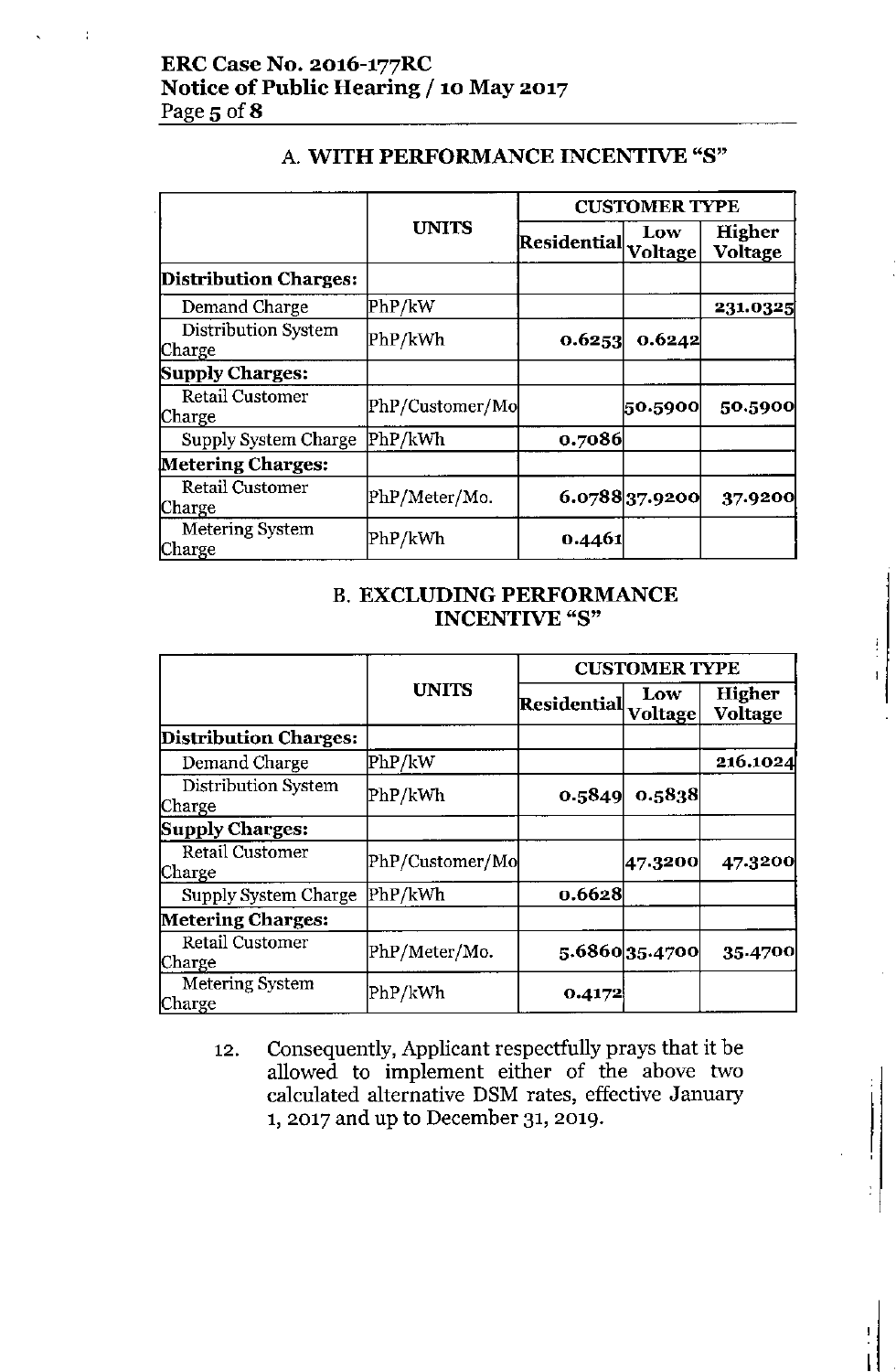## A. WITH PERFORMANCE INCENTIVE "S"

| | UNITS | CUSTOMER TYPE | | |
|---|---|---|---|---|
| | | Residential | Low Voltage | Higher Voltage |
| **Distribution Charges:** | | | | |
| Demand Charge | PhP/kW | | | 231.0325 |
| Distribution System Charge | PhP/kWh | 0.6253 | 0.6242 | |
| **Supply Charges:** | | | | |
| Retail Customer Charge | PhP/Customer/Mo | | 50.5900 | 50.5900 |
| Supply System Charge | PhP/kWh | 0.7086 | | |
| **Metering Charges:** | | | | |
| Retail Customer Charge | PhP/Meter/Mo. | 6.0788 | 37.9200 | 37.9200 |
| Metering System Charge | PhP/kWh | 0.4461 | | |

## B. EXCLUDING PERFORMANCE INCENTIVE "S"

| | UNITS | CUSTOMER TYPE | | |
|---|---|---|---|---|
| | | Residential | Low Voltage | Higher Voltage |
| **Distribution Charges:** | | | | |
| Demand Charge | PhP/kW | | | 216.1024 |
| Distribution System Charge | PhP/kWh | 0.5849 | 0.5838 | |
| **Supply Charges:** | | | | |
| Retail Customer Charge | PhP/Customer/Mo | | 47.3200 | 47.3200 |
| Supply System Charge | PhP/kWh | 0.6628 | | |
| **Metering Charges:** | | | | |
| Retail Customer Charge | PhP/Meter/Mo. | 5.6860 | 35.4700 | 35.4700 |
| Metering System Charge | PhP/kWh | 0.4172 | | |

12. Consequently, Applicant respectfully prays that it be allowed to implement either of the above two calculated alternative DSM rates, effective January 1, 2017 and up to December 31, 2019.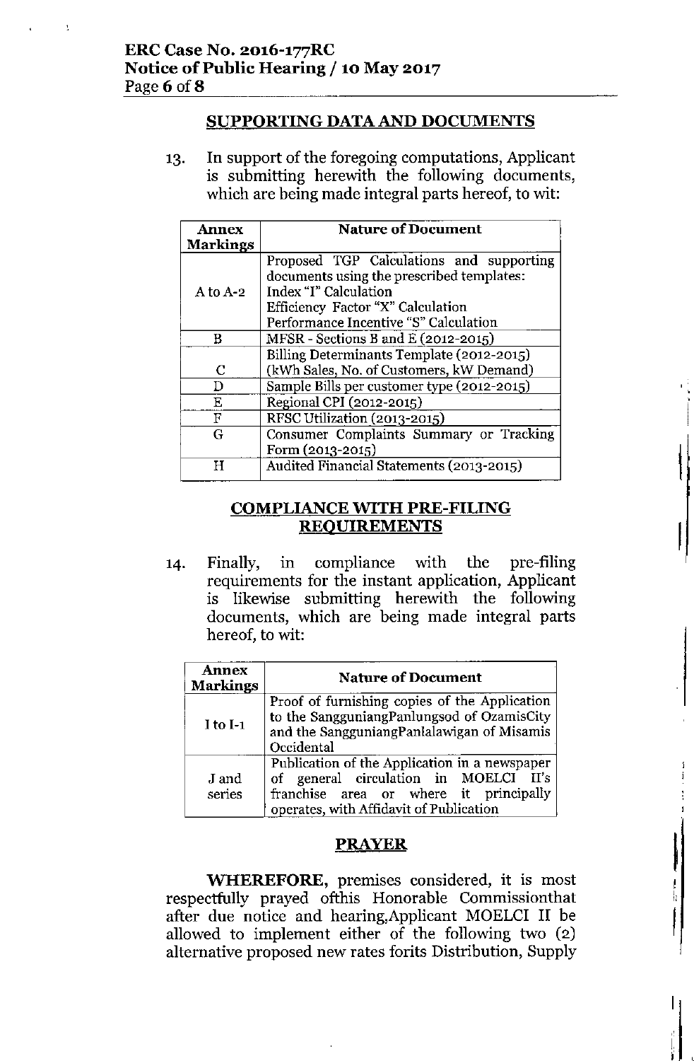## SUPPORTING DATA AND DOCUMENTS

13. In support of the foregoing computations, Applicant is submitting herewith the following documents, which are being made integral parts hereof, to wit:

| Annex Markings | Nature of Document |
|---|---|
| A to A-2 | Proposed TGP Calculations and supporting documents using the prescribed templates:<br>Index "I" Calculation<br>Efficiency Factor "X" Calculation<br>Performance Incentive "S" Calculation |
| B | MFSR - Sections B and E (2012-2015) |
| C | Billing Determinants Template (2012-2015) (kWh Sales, No. of Customers, kW Demand) |
| D | Sample Bills per customer type (2012-2015) |
| E | Regional CPI (2012-2015) |
| F | RFSC Utilization (2013-2015) |
| G | Consumer Complaints Summary or Tracking Form (2013-2015) |
| H | Audited Financial Statements (2013-2015) |

## COMPLIANCE WITH PRE-FILING REQUIREMENTS

14. Finally, in compliance with the pre-filing requirements for the instant application, Applicant is likewise submitting herewith the following documents, which are being made integral parts hereof, to wit:

| Annex Markings | Nature of Document |
|---|---|
| I to I-1 | Proof of furnishing copies of the Application to the SangguniangPanlungsod of OzamisCity and the SangguniangPanlalawigan of Misamis Occidental |
| J and series | Publication of the Application in a newspaper of general circulation in MOELCI II's franchise area or where it principally operates, with Affidavit of Publication |

## PRAYER

**WHEREFORE,** premises considered, it is most respectfully prayed ofthis Honorable Commissionthat after due notice and hearing,Applicant MOELCI II be allowed to implement either of the following two (2) alternative proposed new rates forits Distribution, Supply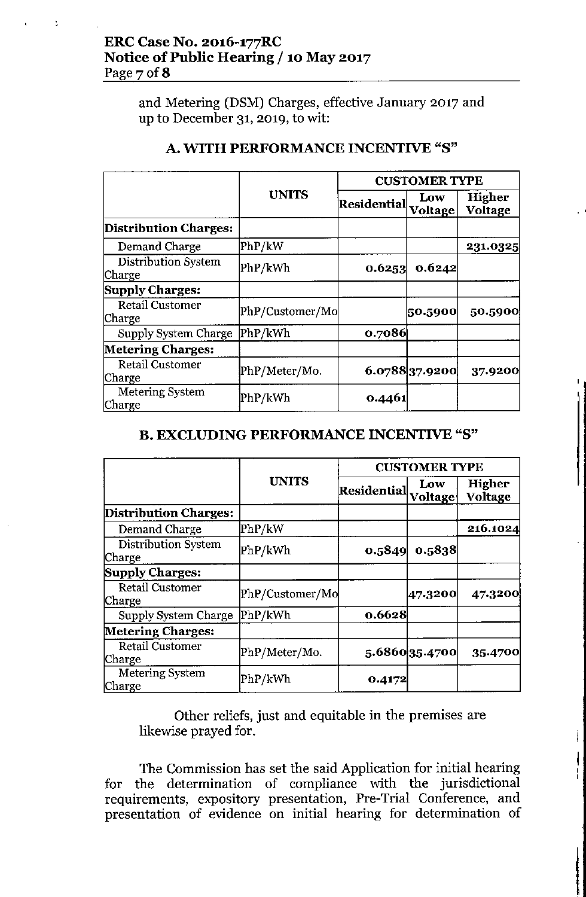and Metering (DSM) Charges, effective January 2017 and up to December 31, 2019, to wit:

## A. WITH PERFORMANCE INCENTIVE "S"

| | UNITS | CUSTOMER TYPE | | |
|---|---|---|---|---|
| | | Residential | Low Voltage | Higher Voltage |
| **Distribution Charges:** | | | | |
| Demand Charge | PhP/kW | | | 231.0325 |
| Distribution System Charge | PhP/kWh | 0.6253 | 0.6242 | |
| **Supply Charges:** | | | | |
| Retail Customer Charge | PhP/Customer/Mo | | 50.5900 | 50.5900 |
| Supply System Charge | PhP/kWh | 0.7086 | | |
| **Metering Charges:** | | | | |
| Retail Customer Charge | PhP/Meter/Mo. | 6.0788 | 37.9200 | 37.9200 |
| Metering System Charge | PhP/kWh | 0.4461 | | |

## B. EXCLUDING PERFORMANCE INCENTIVE "S"

| | UNITS | CUSTOMER TYPE | | |
|---|---|---|---|---|
| | | Residential | Low Voltage | Higher Voltage |
| **Distribution Charges:** | | | | |
| Demand Charge | PhP/kW | | | 216.1024 |
| Distribution System Charge | PhP/kWh | 0.5849 | 0.5838 | |
| **Supply Charges:** | | | | |
| Retail Customer Charge | PhP/Customer/Mo | | 47.3200 | 47.3200 |
| Supply System Charge | PhP/kWh | 0.6628 | | |
| **Metering Charges:** | | | | |
| Retail Customer Charge | PhP/Meter/Mo. | 5.6860 | 35.4700 | 35.4700 |
| Metering System Charge | PhP/kWh | 0.4172 | | |

Other reliefs, just and equitable in the premises are likewise prayed for.

The Commission has set the said Application for initial hearing for the determination of compliance with the jurisdictional requirements, expository presentation, Pre-Trial Conference, and presentation of evidence on initial hearing for determination of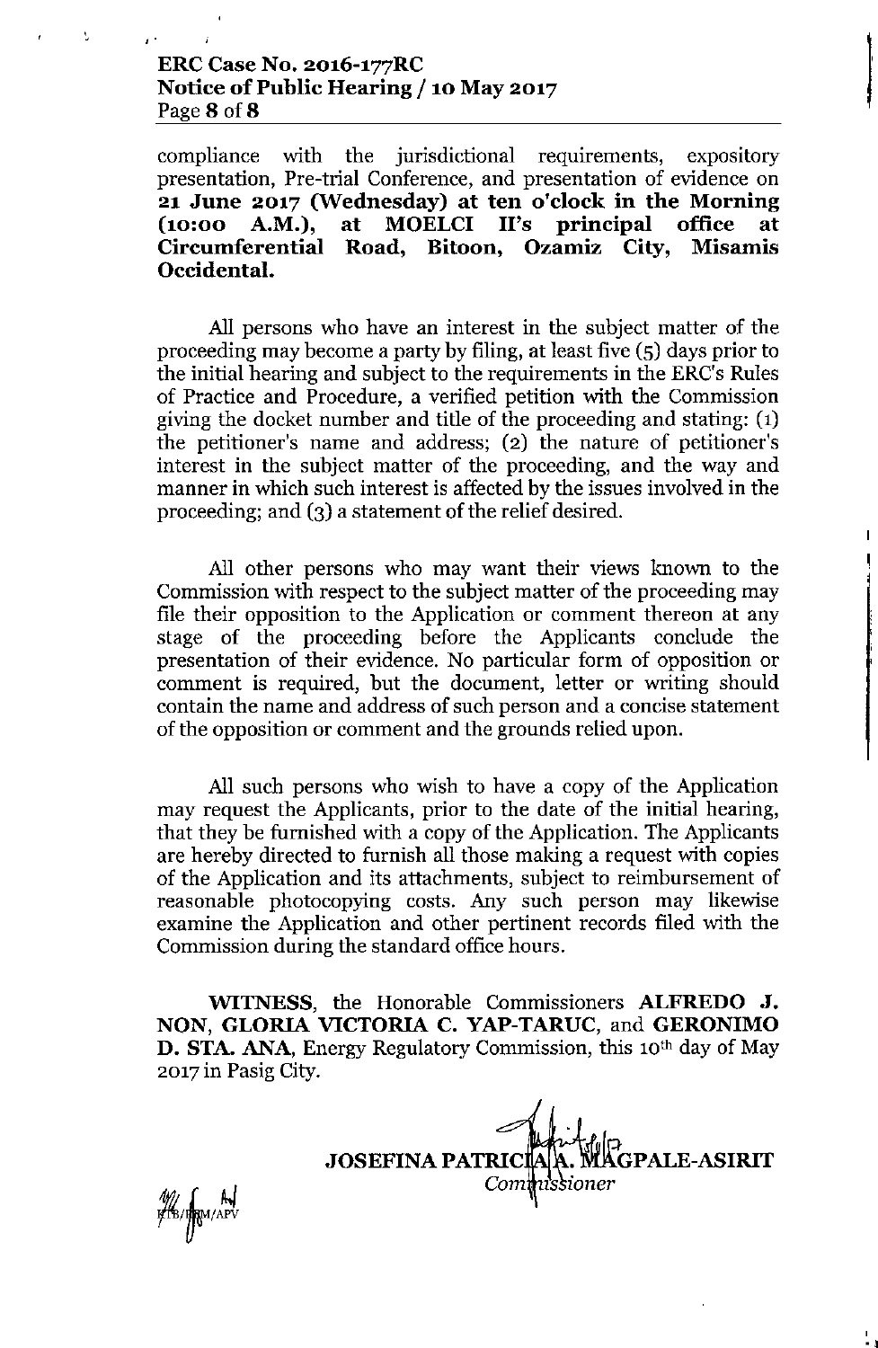compliance with the jurisdictional requirements, expository presentation, Pre-trial Conference, and presentation of evidence on **21 June 2017 (Wednesday) at ten o'clock in the Morning (10:00 A.M.), at MOELCI II's principal office at Circumferential Road, Bitoon, Ozamiz City, Misamis Occidental.**

All persons who have an interest in the subject matter of the proceeding may become a party by filing, at least five (5) days prior to the initial hearing and subject to the requirements in the ERC's Rules of Practice and Procedure, a verified petition with the Commission giving the docket number and title of the proceeding and stating: (1) the petitioner's name and address; (2) the nature of petitioner's interest in the subject matter of the proceeding, and the way and manner in which such interest is affected by the issues involved in the proceeding; and (3) a statement of the relief desired.

All other persons who may want their views known to the Commission with respect to the subject matter of the proceeding may file their opposition to the Application or comment thereon at any stage of the proceeding before the Applicants conclude the presentation of their evidence. No particular form of opposition or comment is required, but the document, letter or writing should contain the name and address of such person and a concise statement of the opposition or comment and the grounds relied upon.

All such persons who wish to have a copy of the Application may request the Applicants, prior to the date of the initial hearing, that they be furnished with a copy of the Application. The Applicants are hereby directed to furnish all those making a request with copies of the Application and its attachments, subject to reimbursement of reasonable photocopying costs. Any such person may likewise examine the Application and other pertinent records filed with the Commission during the standard office hours.

**WITNESS**, the Honorable Commissioners **ALFREDO J. NON, GLORIA VICTORIA C. YAP-TARUC**, and **GERONIMO D. STA. ANA**, Energy Regulatory Commission, this 10th day of May 2017 in Pasig City.

**JOSEFINA PATRICIA A. MAGPALE-ASIRIT**
*Commissioner*

KTB/RM/APV